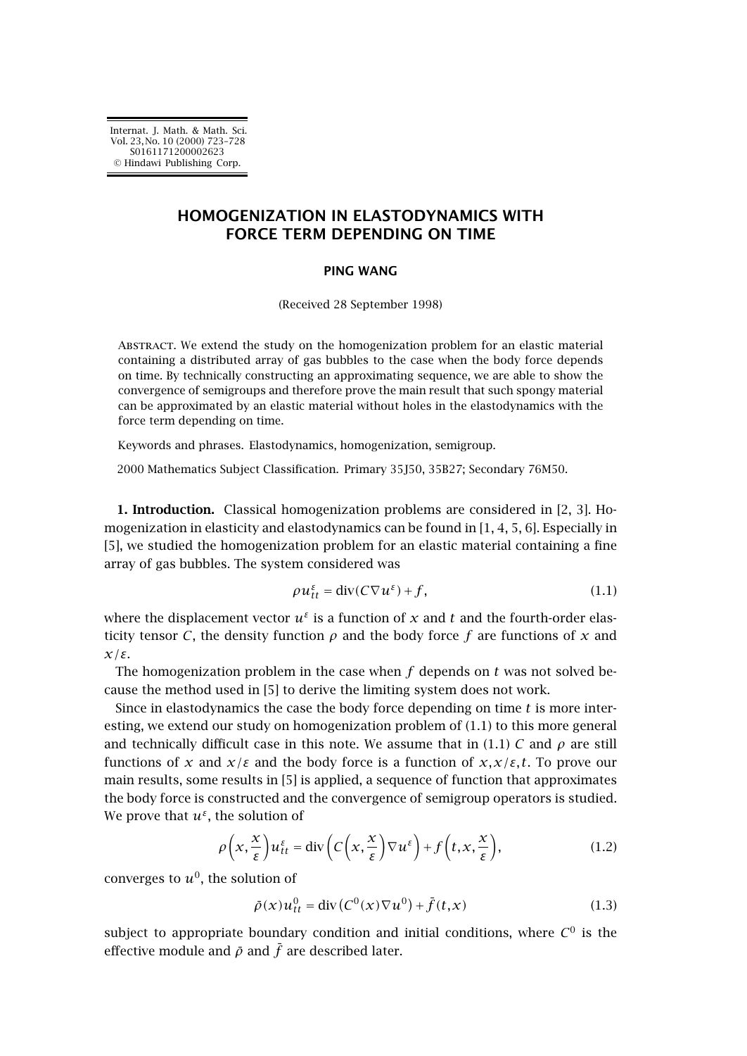# HOMOGENIZATION IN ELASTODYNAMICS WITH FORCE TERM DEPENDING ON TIME

**PING WANG**

(Received 28 September 1998)

Abstract. We extend the study on the homogenization problem for an elastic material containing a distributed array of gas bubbles to the case when the body force depends on time. By technically constructing an approximating sequence, we are able to show the convergence of semigroups and therefore prove the main result that such spongy material can be approximated by an elastic material without holes in the elastodynamics with the force term depending on time.

Keywords and phrases. Elastodynamics, homogenization, semigroup.

2000 Mathematics Subject Classification. Primary 35J50, 35B27; Secondary 76M50.

**1. Introduction.** Classical homogenization problems are considered in [2, 3]. Homogenization in elasticity and elastodynamics can be found in [1, 4, 5, 6]. Especially in [5], we studied the homogenization problem for an elastic material containing a fine array of gas bubbles. The system considered was

$$\rho u^{\varepsilon}_{tt} = \operatorname{div}(C\nabla u^{\varepsilon}) + f, \tag{1.1}$$

where the displacement vector $u^{\varepsilon}$ is a function of $x$ and $t$ and the fourth-order elasticity tensor $C$, the density function $\rho$ and the body force $f$ are functions of $x$ and $x/\varepsilon$.

The homogenization problem in the case when $f$ depends on $t$ was not solved because the method used in [5] to derive the limiting system does not work.

Since in elastodynamics the case the body force depending on time $t$ is more interesting, we extend our study on homogenization problem of (1.1) to this more general and technically difficult case in this note. We assume that in (1.1) $C$ and $\rho$ are still functions of $x$ and $x/\varepsilon$ and the body force is a function of $x, x/\varepsilon, t$. To prove our main results, some results in [5] is applied, a sequence of function that approximates the body force is constructed and the convergence of semigroup operators is studied. We prove that $u^{\varepsilon}$, the solution of

$$\rho\left(x,\frac{x}{\varepsilon}\right)u^{\varepsilon}_{tt} = \operatorname{div}\left(C\left(x,\frac{x}{\varepsilon}\right)\nabla u^{\varepsilon}\right) + f\left(t,x,\frac{x}{\varepsilon}\right), \tag{1.2}$$

converges to $u^0$, the solution of

$$\bar{\rho}(x)u^0_{tt} = \operatorname{div}\left(C^0(x)\nabla u^0\right) + \bar{f}(t,x) \tag{1.3}$$

subject to appropriate boundary condition and initial conditions, where $C^0$ is the effective module and $\bar{\rho}$ and $\bar{f}$ are described later.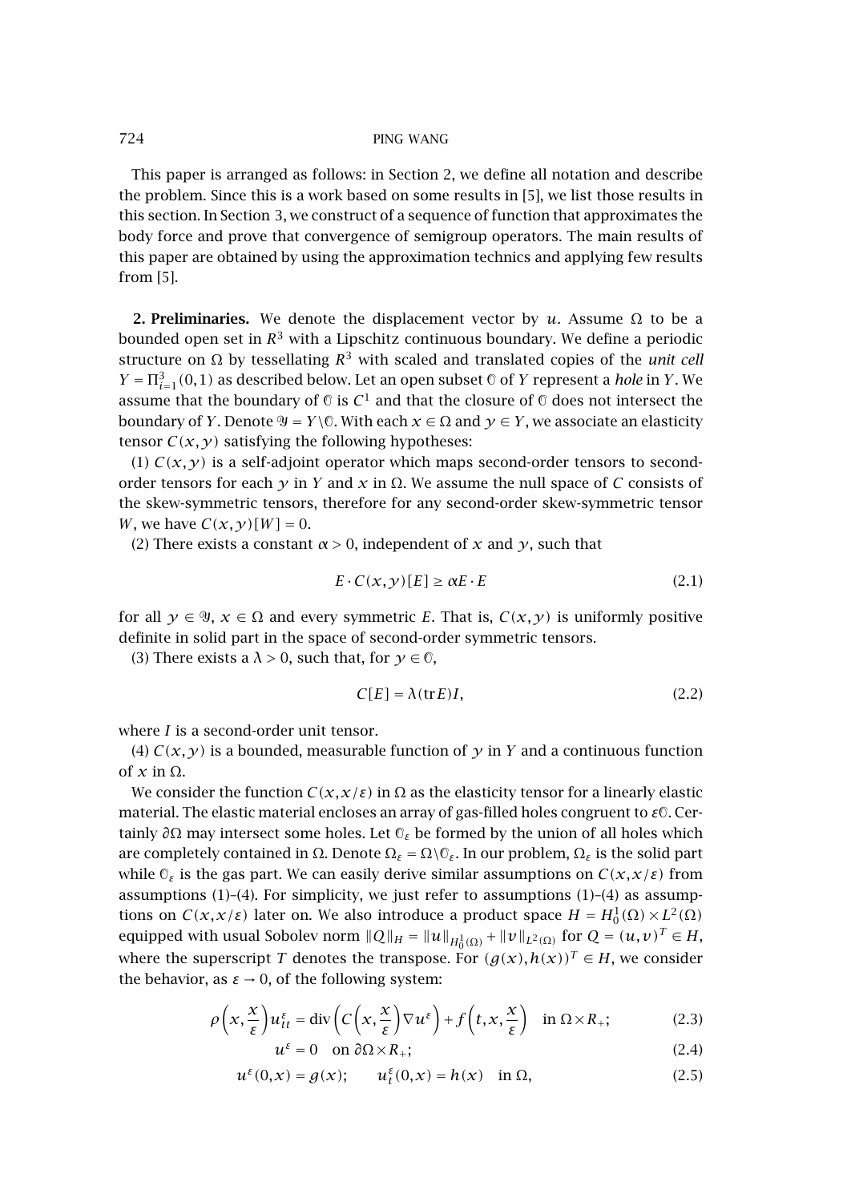This paper is arranged as follows: in Section 2, we define all notation and describe the problem. Since this is a work based on some results in [5], we list those results in this section. In Section 3, we construct of a sequence of function that approximates the body force and prove that convergence of semigroup operators. The main results of this paper are obtained by using the approximation technics and applying few results from [5].

**2. Preliminaries.** We denote the displacement vector by $u$. Assume $\Omega$ to be a bounded open set in $R^3$ with a Lipschitz continuous boundary. We define a periodic structure on $\Omega$ by tessellating $R^3$ with scaled and translated copies of the *unit cell* $Y = \Pi_{i=1}^{3}(0,1)$ as described below. Let an open subset $\mathbb{O}$ of $Y$ represent a *hole* in $Y$. We assume that the boundary of $\mathbb{O}$ is $C^1$ and that the closure of $\mathbb{O}$ does not intersect the boundary of $Y$. Denote $\mathcal{Y} = Y \backslash \mathbb{O}$. With each $x \in \Omega$ and $y \in Y$, we associate an elasticity tensor $C(x,y)$ satisfying the following hypotheses:

(1) $C(x,y)$ is a self-adjoint operator which maps second-order tensors to second-order tensors for each $y$ in $Y$ and $x$ in $\Omega$. We assume the null space of $C$ consists of the skew-symmetric tensors, therefore for any second-order skew-symmetric tensor $W$, we have $C(x,y)[W] = 0$.

(2) There exists a constant $\alpha > 0$, independent of $x$ and $y$, such that

$$E \cdot C(x,y)[E] \geq \alpha E \cdot E \tag{2.1}$$

for all $y \in \mathcal{Y}$, $x \in \Omega$ and every symmetric $E$. That is, $C(x,y)$ is uniformly positive definite in solid part in the space of second-order symmetric tensors.

(3) There exists a $\lambda > 0$, such that, for $y \in \mathbb{O}$,

$$C[E] = \lambda(\operatorname{tr} E)I, \tag{2.2}$$

where $I$ is a second-order unit tensor.

(4) $C(x,y)$ is a bounded, measurable function of $y$ in $Y$ and a continuous function of $x$ in $\Omega$.

We consider the function $C(x,x/\varepsilon)$ in $\Omega$ as the elasticity tensor for a linearly elastic material. The elastic material encloses an array of gas-filled holes congruent to $\varepsilon\mathbb{O}$. Certainly $\partial\Omega$ may intersect some holes. Let $\mathbb{O}_\varepsilon$ be formed by the union of all holes which are completely contained in $\Omega$. Denote $\Omega_\varepsilon = \Omega \backslash \mathbb{O}_\varepsilon$. In our problem, $\Omega_\varepsilon$ is the solid part while $\mathbb{O}_\varepsilon$ is the gas part. We can easily derive similar assumptions on $C(x,x/\varepsilon)$ from assumptions (1)–(4). For simplicity, we just refer to assumptions (1)–(4) as assumptions on $C(x,x/\varepsilon)$ later on. We also introduce a product space $H = H_0^1(\Omega) \times L^2(\Omega)$ equipped with usual Sobolev norm $\|Q\|_H = \|u\|_{H_0^1(\Omega)} + \|v\|_{L^2(\Omega)}$ for $Q = (u,v)^T \in H$, where the superscript $T$ denotes the transpose. For $(g(x),h(x))^T \in H$, we consider the behavior, as $\varepsilon \to 0$, of the following system:

$$\rho\left(x,\frac{x}{\varepsilon}\right)u_{tt}^{\varepsilon} = \operatorname{div}\left(C\left(x,\frac{x}{\varepsilon}\right)\nabla u^{\varepsilon}\right) + f\left(t,x,\frac{x}{\varepsilon}\right) \quad \text{in } \Omega \times R_+; \tag{2.3}$$

$$u^{\varepsilon} = 0 \quad \text{on } \partial\Omega \times R_+; \tag{2.4}$$

$$u^{\varepsilon}(0,x) = g(x); \qquad u_t^{\varepsilon}(0,x) = h(x) \quad \text{in } \Omega, \tag{2.5}$$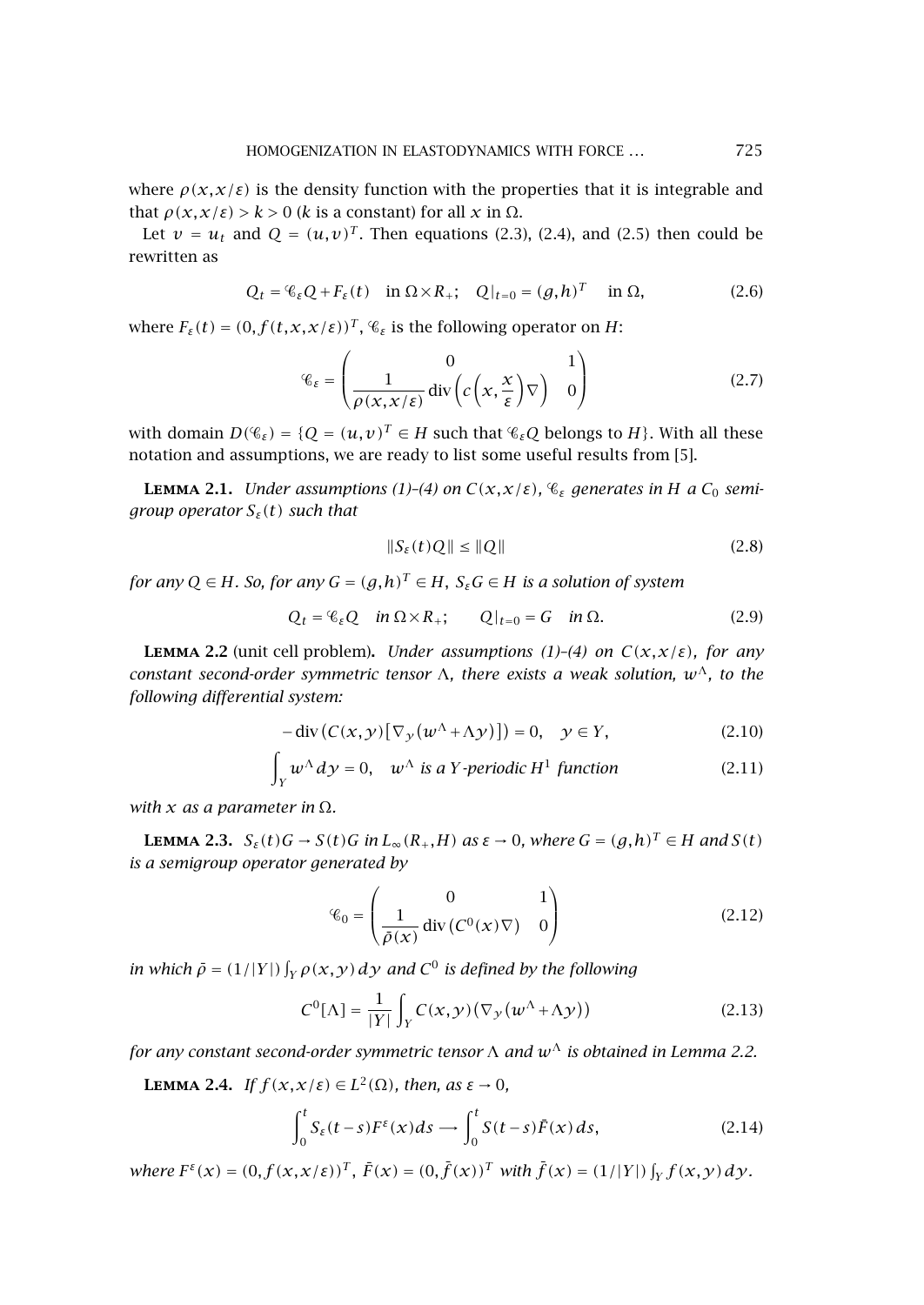where $\rho(x, x/\varepsilon)$ is the density function with the properties that it is integrable and that $\rho(x, x/\varepsilon) > k > 0$ ($k$ is a constant) for all $x$ in $\Omega$.

Let $v = u_t$ and $Q = (u, v)^T$. Then equations (2.3), (2.4), and (2.5) then could be rewritten as

$$Q_t = \mathscr{C}_\varepsilon Q + F_\varepsilon(t) \quad \text{in } \Omega \times R_+; \quad Q|_{t=0} = (g, h)^T \quad \text{in } \Omega, \tag{2.6}$$

where $F_\varepsilon(t) = (0, f(t, x, x/\varepsilon))^T$, $\mathscr{C}_\varepsilon$ is the following operator on $H$:

$$\mathscr{C}_\varepsilon = \begin{pmatrix} 0 & 1 \\ \dfrac{1}{\rho(x, x/\varepsilon)} \operatorname{div}\left(c\left(x, \dfrac{x}{\varepsilon}\right)\nabla\right) & 0 \end{pmatrix} \tag{2.7}$$

with domain $D(\mathscr{C}_\varepsilon) = \{Q = (u, v)^T \in H$ such that $\mathscr{C}_\varepsilon Q$ belongs to $H\}$. With all these notation and assumptions, we are ready to list some useful results from [5].

**Lemma 2.1.** *Under assumptions (1)–(4) on $C(x, x/\varepsilon)$, $\mathscr{C}_\varepsilon$ generates in $H$ a $C_0$ semigroup operator $S_\varepsilon(t)$ such that*

$$\|S_\varepsilon(t)Q\| \leq \|Q\| \tag{2.8}$$

*for any $Q \in H$. So, for any $G = (g, h)^T \in H$, $S_\varepsilon G \in H$ is a solution of system*

$$Q_t = \mathscr{C}_\varepsilon Q \quad \text{in } \Omega \times R_+; \qquad Q|_{t=0} = G \quad \text{in } \Omega. \tag{2.9}$$

**Lemma 2.2** (unit cell problem)**.** *Under assumptions (1)–(4) on $C(x, x/\varepsilon)$, for any constant second-order symmetric tensor $\Lambda$, there exists a weak solution, $w^\Lambda$, to the following differential system:*

$$-\operatorname{div}\left(C(x, y)\left[\nabla_y\left(w^\Lambda + \Lambda y\right)\right]\right) = 0, \quad y \in Y, \tag{2.10}$$

$$\int_Y w^\Lambda \, dy = 0, \quad w^\Lambda \text{ is a } Y\text{-periodic } H^1 \text{ function} \tag{2.11}$$

*with $x$ as a parameter in $\Omega$.*

**Lemma 2.3.** *$S_\varepsilon(t)G \to S(t)G$ in $L_\infty(R_+, H)$ as $\varepsilon \to 0$, where $G = (g, h)^T \in H$ and $S(t)$ is a semigroup operator generated by*

$$\mathscr{C}_0 = \begin{pmatrix} 0 & 1 \\ \dfrac{1}{\bar{\rho}(x)} \operatorname{div}\left(C^0(x)\nabla\right) & 0 \end{pmatrix} \tag{2.12}$$

*in which $\bar{\rho} = (1/|Y|)\int_Y \rho(x, y)\, dy$ and $C^0$ is defined by the following*

$$C^0[\Lambda] = \frac{1}{|Y|}\int_Y C(x, y)\left(\nabla_y\left(w^\Lambda + \Lambda y\right)\right) \tag{2.13}$$

*for any constant second-order symmetric tensor $\Lambda$ and $w^\Lambda$ is obtained in Lemma 2.2.*

**Lemma 2.4.** *If $f(x, x/\varepsilon) \in L^2(\Omega)$, then, as $\varepsilon \to 0$,*

$$\int_0^t S_\varepsilon(t-s)F^\varepsilon(x)\, ds \longrightarrow \int_0^t S(t-s)\bar{F}(x)\, ds, \tag{2.14}$$

*where $F^\varepsilon(x) = (0, f(x, x/\varepsilon))^T$, $\bar{F}(x) = (0, \bar{f}(x))^T$ with $\bar{f}(x) = (1/|Y|)\int_Y f(x, y)\, dy$.*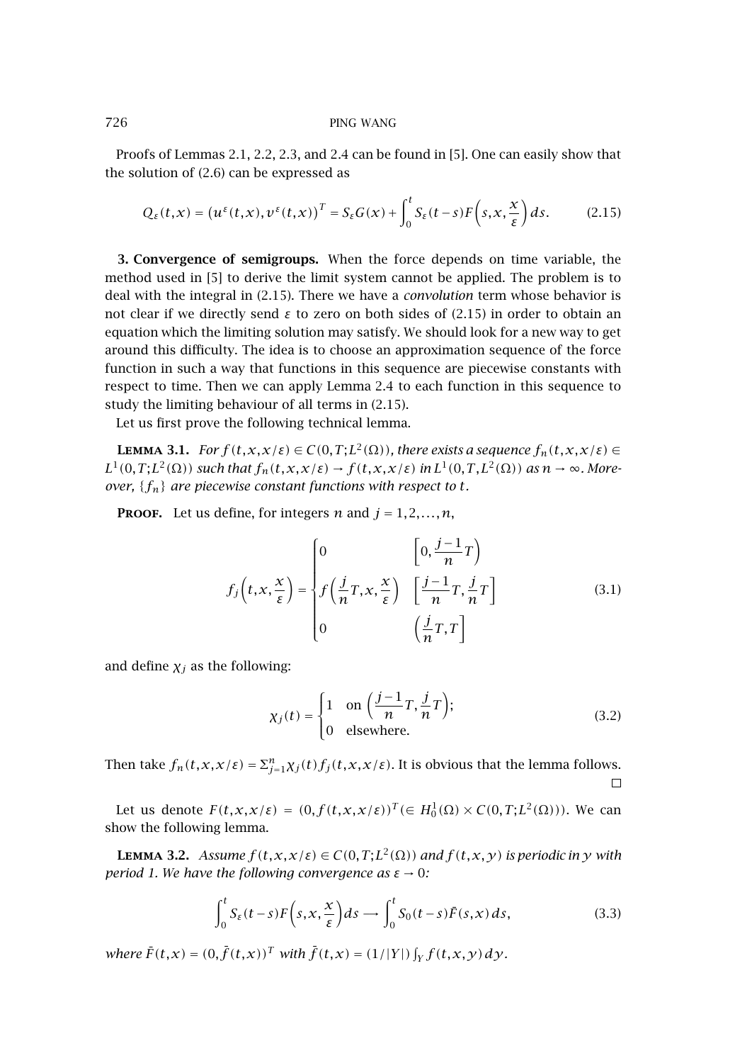Proofs of Lemmas 2.1, 2.2, 2.3, and 2.4 can be found in [5]. One can easily show that the solution of (2.6) can be expressed as

$$Q_\varepsilon(t,x) = \left(u^\varepsilon(t,x), v^\varepsilon(t,x)\right)^T = S_\varepsilon G(x) + \int_0^t S_\varepsilon(t-s) F\left(s,x,\frac{x}{\varepsilon}\right) ds. \tag{2.15}$$

## 3. Convergence of semigroups.

When the force depends on time variable, the method used in [5] to derive the limit system cannot be applied. The problem is to deal with the integral in (2.15). There we have a *convolution* term whose behavior is not clear if we directly send $\varepsilon$ to zero on both sides of (2.15) in order to obtain an equation which the limiting solution may satisfy. We should look for a new way to get around this difficulty. The idea is to choose an approximation sequence of the force function in such a way that functions in this sequence are piecewise constants with respect to time. Then we can apply Lemma 2.4 to each function in this sequence to study the limiting behaviour of all terms in (2.15).

Let us first prove the following technical lemma.

**Lemma 3.1.** *For $f(t,x,x/\varepsilon) \in C(0,T;L^2(\Omega))$, there exists a sequence $f_n(t,x,x/\varepsilon) \in L^1(0,T;L^2(\Omega))$ such that $f_n(t,x,x/\varepsilon) \to f(t,x,x/\varepsilon)$ in $L^1(0,T,L^2(\Omega))$ as $n \to \infty$. Moreover, $\{f_n\}$ are piecewise constant functions with respect to $t$.*

**Proof.** Let us define, for integers $n$ and $j = 1,2,\ldots,n$,

$$f_j\left(t,x,\frac{x}{\varepsilon}\right) = \begin{cases} 0 & \left[0, \dfrac{j-1}{n}T\right) \\ f\left(\dfrac{j}{n}T, x, \dfrac{x}{\varepsilon}\right) & \left[\dfrac{j-1}{n}T, \dfrac{j}{n}T\right] \\ 0 & \left(\dfrac{j}{n}T, T\right] \end{cases} \tag{3.1}$$

and define $\chi_j$ as the following:

$$\chi_j(t) = \begin{cases} 1 & \text{on } \left(\dfrac{j-1}{n}T, \dfrac{j}{n}T\right); \\ 0 & \text{elsewhere.} \end{cases} \tag{3.2}$$

Then take $f_n(t,x,x/\varepsilon) = \Sigma_{j=1}^n \chi_j(t) f_j(t,x,x/\varepsilon)$. It is obvious that the lemma follows. □

Let us denote $F(t,x,x/\varepsilon) = (0, f(t,x,x/\varepsilon))^T (\in H_0^1(\Omega) \times C(0,T;L^2(\Omega)))$. We can show the following lemma.

**Lemma 3.2.** *Assume $f(t,x,x/\varepsilon) \in C(0,T;L^2(\Omega))$ and $f(t,x,y)$ is periodic in $y$ with period 1. We have the following convergence as $\varepsilon \to 0$:*

$$\int_0^t S_\varepsilon(t-s) F\left(s,x,\frac{x}{\varepsilon}\right) ds \longrightarrow \int_0^t S_0(t-s) \bar{F}(s,x)\, ds, \tag{3.3}$$

*where $\bar{F}(t,x) = (0, \bar{f}(t,x))^T$ with $\bar{f}(t,x) = (1/|Y|)\int_Y f(t,x,y)\, dy$.*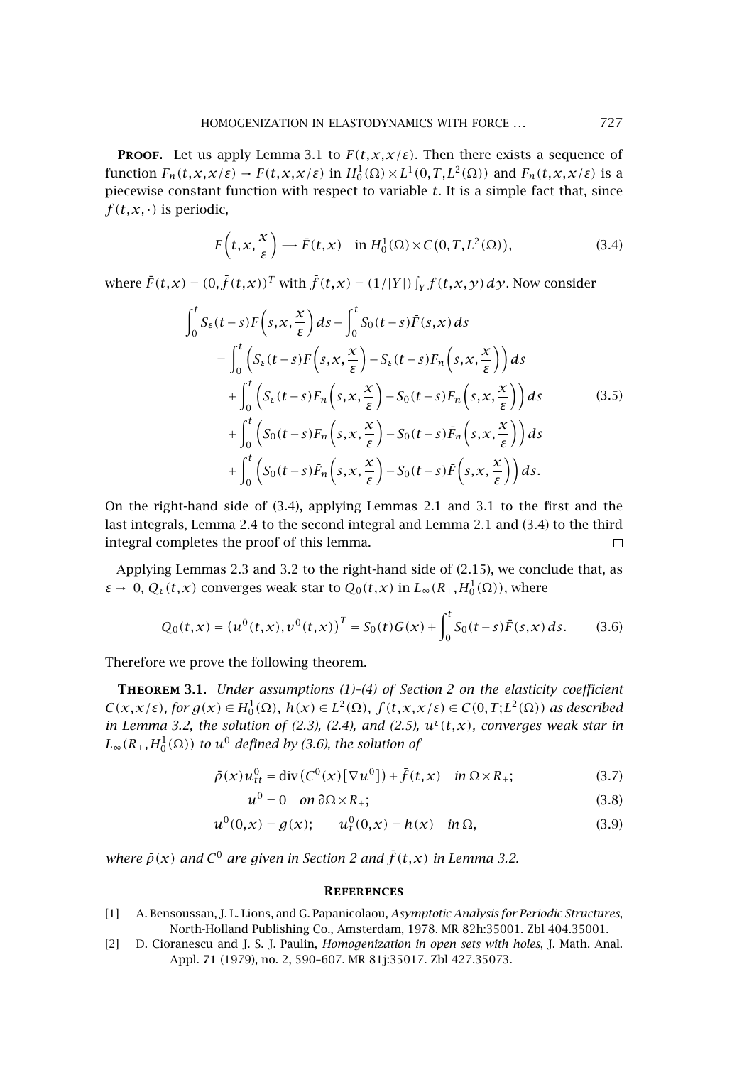**Proof.** Let us apply Lemma 3.1 to $F(t,x,x/\varepsilon)$. Then there exists a sequence of function $F_n(t,x,x/\varepsilon) \to F(t,x,x/\varepsilon)$ in $H_0^1(\Omega)\times L^1(0,T,L^2(\Omega))$ and $F_n(t,x,x/\varepsilon)$ is a piecewise constant function with respect to variable $t$. It is a simple fact that, since $f(t,x,\cdot)$ is periodic,

$$F\Big(t,x,\frac{x}{\varepsilon}\Big) \longrightarrow \bar{F}(t,x) \quad \text{in } H_0^1(\Omega)\times C\big(0,T,L^2(\Omega)\big), \tag{3.4}$$

where $\bar{F}(t,x) = (0,\bar{f}(t,x))^T$ with $\bar{f}(t,x) = (1/|Y|)\int_Y f(t,x,y)\,dy$. Now consider

$$\begin{aligned}
\int_0^t &S_\varepsilon(t-s)F\Big(s,x,\frac{x}{\varepsilon}\Big)ds - \int_0^t S_0(t-s)\bar{F}(s,x)\,ds \\
&= \int_0^t \Big(S_\varepsilon(t-s)F\Big(s,x,\frac{x}{\varepsilon}\Big) - S_\varepsilon(t-s)F_n\Big(s,x,\frac{x}{\varepsilon}\Big)\Big)ds \\
&\quad + \int_0^t \Big(S_\varepsilon(t-s)F_n\Big(s,x,\frac{x}{\varepsilon}\Big) - S_0(t-s)F_n\Big(s,x,\frac{x}{\varepsilon}\Big)\Big)ds \\
&\quad + \int_0^t \Big(S_0(t-s)F_n\Big(s,x,\frac{x}{\varepsilon}\Big) - S_0(t-s)\bar{F}_n\Big(s,x,\frac{x}{\varepsilon}\Big)\Big)ds \\
&\quad + \int_0^t \Big(S_0(t-s)\bar{F}_n\Big(s,x,\frac{x}{\varepsilon}\Big) - S_0(t-s)\bar{F}\Big(s,x,\frac{x}{\varepsilon}\Big)\Big)ds.
\end{aligned} \tag{3.5}$$

On the right-hand side of (3.4), applying Lemmas 2.1 and 3.1 to the first and the last integrals, Lemma 2.4 to the second integral and Lemma 2.1 and (3.4) to the third integral completes the proof of this lemma. $\square$

Applying Lemmas 2.3 and 3.2 to the right-hand side of (2.15), we conclude that, as $\varepsilon \to 0$, $Q_\varepsilon(t,x)$ converges weak star to $Q_0(t,x)$ in $L_\infty(R_+,H_0^1(\Omega))$, where

$$Q_0(t,x) = \big(u^0(t,x),v^0(t,x)\big)^T = S_0(t)G(x) + \int_0^t S_0(t-s)\bar{F}(s,x)\,ds. \tag{3.6}$$

Therefore we prove the following theorem.

**Theorem 3.1.** *Under assumptions (1)–(4) of Section 2 on the elasticity coefficient $C(x,x/\varepsilon)$, for $g(x)\in H_0^1(\Omega)$, $h(x)\in L^2(\Omega)$, $f(t,x,x/\varepsilon)\in C(0,T;L^2(\Omega))$ as described in Lemma 3.2, the solution of (2.3), (2.4), and (2.5), $u^\varepsilon(t,x)$, converges weak star in $L_\infty(R_+,H_0^1(\Omega))$ to $u^0$ defined by (3.6), the solution of*

$$\bar{\rho}(x)u_{tt}^0 = \operatorname{div}\big(C^0(x)[\nabla u^0]\big) + \bar{f}(t,x) \quad \text{in } \Omega\times R_+; \tag{3.7}$$

$$u^0 = 0 \quad \text{on } \partial\Omega\times R_+; \tag{3.8}$$

$$u^0(0,x) = g(x); \qquad u_t^0(0,x) = h(x) \quad \text{in } \Omega, \tag{3.9}$$

*where $\bar{\rho}(x)$ and $C^0$ are given in Section 2 and $\bar{f}(t,x)$ in Lemma 3.2.*

## References

[1] A. Bensoussan, J. L. Lions, and G. Papanicolaou, *Asymptotic Analysis for Periodic Structures*, North-Holland Publishing Co., Amsterdam, 1978. MR 82h:35001. Zbl 404.35001.

[2] D. Cioranescu and J. S. J. Paulin, *Homogenization in open sets with holes*, J. Math. Anal. Appl. **71** (1979), no. 2, 590–607. MR 81j:35017. Zbl 427.35073.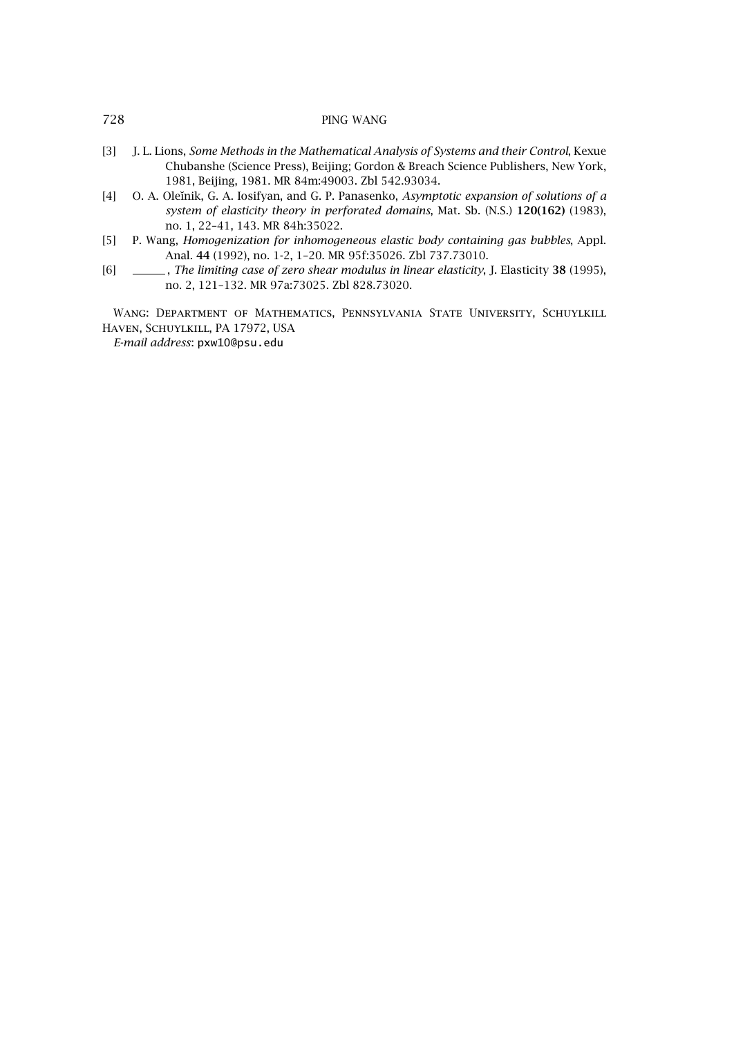[3] J. L. Lions, *Some Methods in the Mathematical Analysis of Systems and their Control*, Kexue Chubanshe (Science Press), Beijing; Gordon & Breach Science Publishers, New York, 1981, Beijing, 1981. MR 84m:49003. Zbl 542.93034.

[4] O. A. Oleĭnik, G. A. Iosifyan, and G. P. Panasenko, *Asymptotic expansion of solutions of a system of elasticity theory in perforated domains*, Mat. Sb. (N.S.) **120(162)** (1983), no. 1, 22–41, 143. MR 84h:35022.

[5] P. Wang, *Homogenization for inhomogeneous elastic body containing gas bubbles*, Appl. Anal. **44** (1992), no. 1-2, 1–20. MR 95f:35026. Zbl 737.73010.

[6] ______, *The limiting case of zero shear modulus in linear elasticity*, J. Elasticity **38** (1995), no. 2, 121–132. MR 97a:73025. Zbl 828.73020.

Wang: Department of Mathematics, Pennsylvania State University, Schuylkill Haven, Schuylkill, PA 17972, USA

*E-mail address*: pxw10@psu.edu